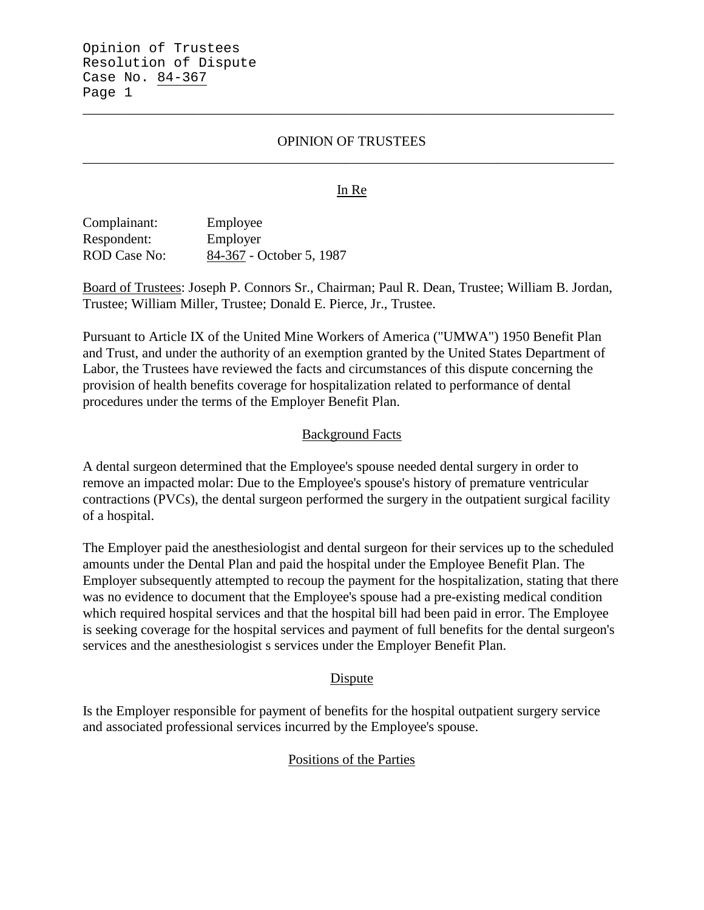# OPINION OF TRUSTEES

## In Re

| | |
|---|---|
| Complainant: | Employee |
| Respondent: | Employer |
| ROD Case No: | 84-367 - October 5, 1987 |

Board of Trustees: Joseph P. Connors Sr., Chairman; Paul R. Dean, Trustee; William B. Jordan, Trustee; William Miller, Trustee; Donald E. Pierce, Jr., Trustee.

Pursuant to Article IX of the United Mine Workers of America ("UMWA") 1950 Benefit Plan and Trust, and under the authority of an exemption granted by the United States Department of Labor, the Trustees have reviewed the facts and circumstances of this dispute concerning the provision of health benefits coverage for hospitalization related to performance of dental procedures under the terms of the Employer Benefit Plan.

## Background Facts

A dental surgeon determined that the Employee's spouse needed dental surgery in order to remove an impacted molar: Due to the Employee's spouse's history of premature ventricular contractions (PVCs), the dental surgeon performed the surgery in the outpatient surgical facility of a hospital.

The Employer paid the anesthesiologist and dental surgeon for their services up to the scheduled amounts under the Dental Plan and paid the hospital under the Employee Benefit Plan. The Employer subsequently attempted to recoup the payment for the hospitalization, stating that there was no evidence to document that the Employee's spouse had a pre-existing medical condition which required hospital services and that the hospital bill had been paid in error. The Employee is seeking coverage for the hospital services and payment of full benefits for the dental surgeon's services and the anesthesiologist s services under the Employer Benefit Plan.

## Dispute

Is the Employer responsible for payment of benefits for the hospital outpatient surgery service and associated professional services incurred by the Employee's spouse.

## Positions of the Parties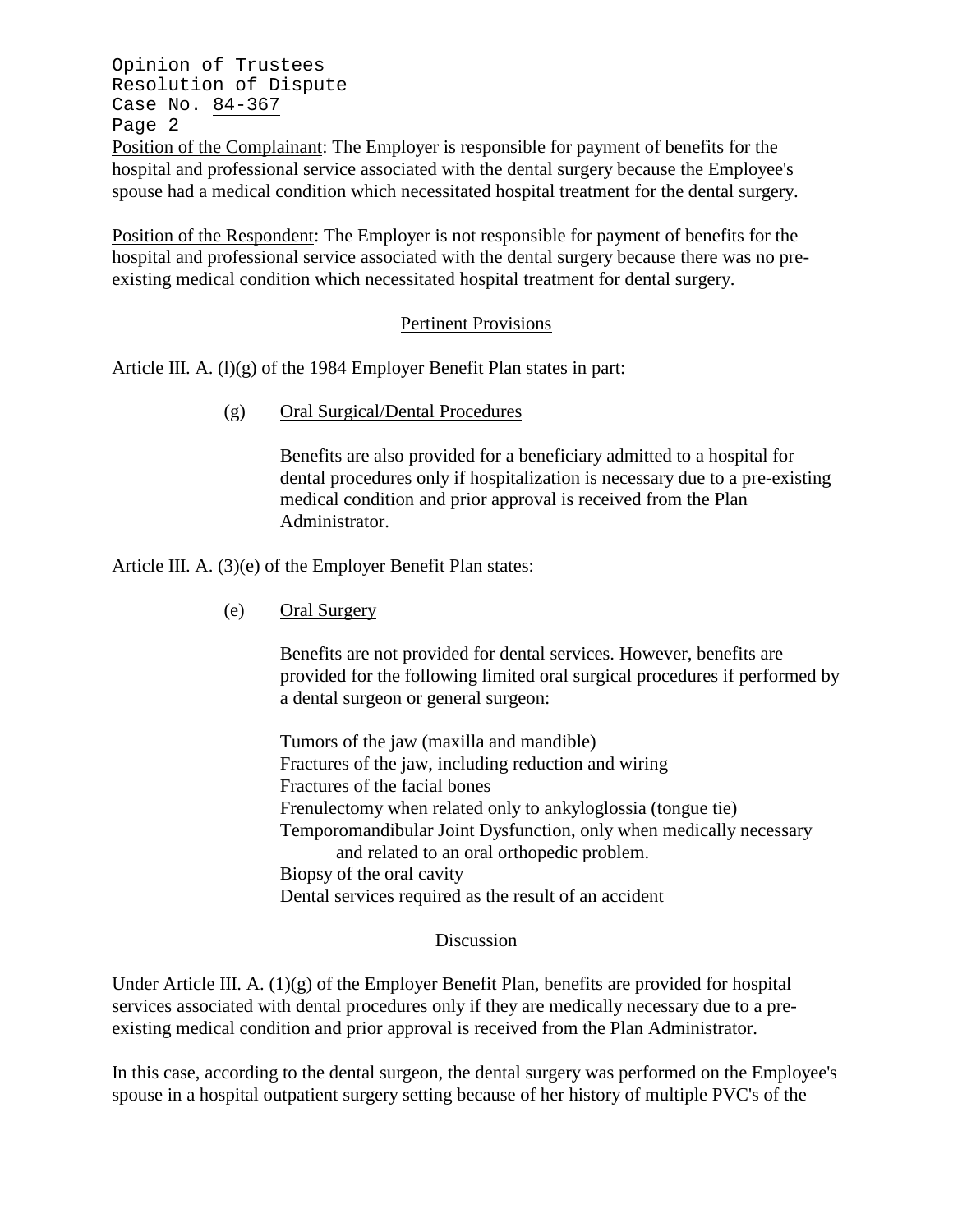Position of the Complainant: The Employer is responsible for payment of benefits for the hospital and professional service associated with the dental surgery because the Employee's spouse had a medical condition which necessitated hospital treatment for the dental surgery.

Position of the Respondent: The Employer is not responsible for payment of benefits for the hospital and professional service associated with the dental surgery because there was no pre-existing medical condition which necessitated hospital treatment for dental surgery.

## Pertinent Provisions

Article III. A. (l)(g) of the 1984 Employer Benefit Plan states in part:

> (g) Oral Surgical/Dental Procedures
>
> Benefits are also provided for a beneficiary admitted to a hospital for dental procedures only if hospitalization is necessary due to a pre-existing medical condition and prior approval is received from the Plan Administrator.

Article III. A. (3)(e) of the Employer Benefit Plan states:

> (e) Oral Surgery
>
> Benefits are not provided for dental services. However, benefits are provided for the following limited oral surgical procedures if performed by a dental surgeon or general surgeon:
>
> Tumors of the jaw (maxilla and mandible)
> Fractures of the jaw, including reduction and wiring
> Fractures of the facial bones
> Frenulectomy when related only to ankyloglossia (tongue tie)
> Temporomandibular Joint Dysfunction, only when medically necessary and related to an oral orthopedic problem.
> Biopsy of the oral cavity
> Dental services required as the result of an accident

## Discussion

Under Article III. A. (1)(g) of the Employer Benefit Plan, benefits are provided for hospital services associated with dental procedures only if they are medically necessary due to a pre-existing medical condition and prior approval is received from the Plan Administrator.

In this case, according to the dental surgeon, the dental surgery was performed on the Employee's spouse in a hospital outpatient surgery setting because of her history of multiple PVC's of the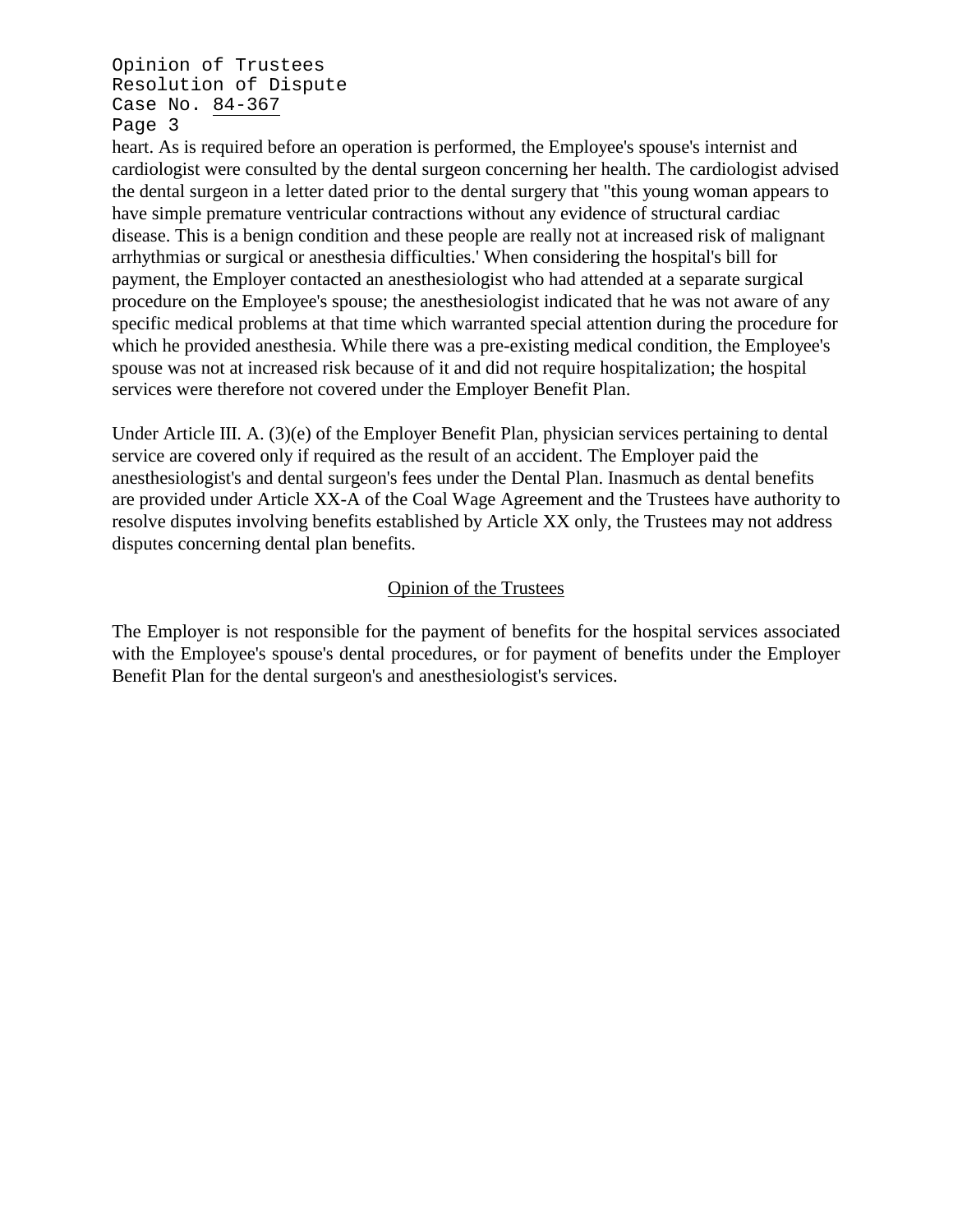heart. As is required before an operation is performed, the Employee's spouse's internist and cardiologist were consulted by the dental surgeon concerning her health. The cardiologist advised the dental surgeon in a letter dated prior to the dental surgery that "this young woman appears to have simple premature ventricular contractions without any evidence of structural cardiac disease. This is a benign condition and these people are really not at increased risk of malignant arrhythmias or surgical or anesthesia difficulties.' When considering the hospital's bill for payment, the Employer contacted an anesthesiologist who had attended at a separate surgical procedure on the Employee's spouse; the anesthesiologist indicated that he was not aware of any specific medical problems at that time which warranted special attention during the procedure for which he provided anesthesia. While there was a pre-existing medical condition, the Employee's spouse was not at increased risk because of it and did not require hospitalization; the hospital services were therefore not covered under the Employer Benefit Plan.

Under Article III. A. (3)(e) of the Employer Benefit Plan, physician services pertaining to dental service are covered only if required as the result of an accident. The Employer paid the anesthesiologist's and dental surgeon's fees under the Dental Plan. Inasmuch as dental benefits are provided under Article XX-A of the Coal Wage Agreement and the Trustees have authority to resolve disputes involving benefits established by Article XX only, the Trustees may not address disputes concerning dental plan benefits.

## Opinion of the Trustees

The Employer is not responsible for the payment of benefits for the hospital services associated with the Employee's spouse's dental procedures, or for payment of benefits under the Employer Benefit Plan for the dental surgeon's and anesthesiologist's services.